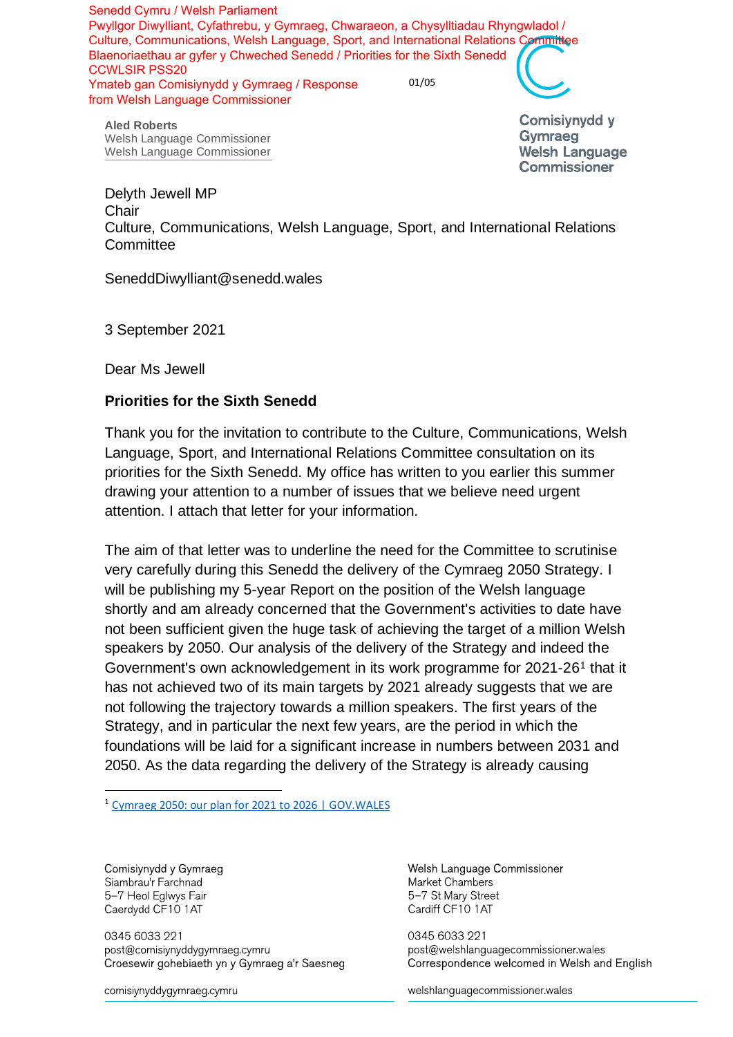Senedd Cymru / Welsh Parliament
Pwyllgor Diwylliant, Cyfathrebu, y Gymraeg, Chwaraeon, a Chysylltiadau Rhyngwladol / Culture, Communications, Welsh Language, Sport, and International Relations Committee
Blaenoriaethau ar gyfer y Chweched Senedd / Priorities for the Sixth Senedd
CCWLSIR PSS20
Ymateb gan Comisiynydd y Gymraeg / Response from Welsh Language Commissioner

**Aled Roberts**
Welsh Language Commissioner
Welsh Language Commissioner

Comisiynydd y Gymraeg
Welsh Language Commissioner

Delyth Jewell MP
Chair
Culture, Communications, Welsh Language, Sport, and International Relations Committee

SeneddDiwylliant@senedd.wales

3 September 2021

Dear Ms Jewell

**Priorities for the Sixth Senedd**

Thank you for the invitation to contribute to the Culture, Communications, Welsh Language, Sport, and International Relations Committee consultation on its priorities for the Sixth Senedd. My office has written to you earlier this summer drawing your attention to a number of issues that we believe need urgent attention. I attach that letter for your information.

The aim of that letter was to underline the need for the Committee to scrutinise very carefully during this Senedd the delivery of the Cymraeg 2050 Strategy. I will be publishing my 5-year Report on the position of the Welsh language shortly and am already concerned that the Government's activities to date have not been sufficient given the huge task of achieving the target of a million Welsh speakers by 2050. Our analysis of the delivery of the Strategy and indeed the Government's own acknowledgement in its work programme for 2021-26[1] that it has not achieved two of its main targets by 2021 already suggests that we are not following the trajectory towards a million speakers. The first years of the Strategy, and in particular the next few years, are the period in which the foundations will be laid for a significant increase in numbers between 2031 and 2050. As the data regarding the delivery of the Strategy is already causing

[1] Cymraeg 2050: our plan for 2021 to 2026 | GOV.WALES

Comisiynydd y Gymraeg
Siambrau'r Farchnad
5–7 Heol Eglwys Fair
Caerdydd CF10 1AT

0345 6033 221
post@comisiynyddygymraeg.cymru
Croesewir gohebiaeth yn y Gymraeg a'r Saesneg

comisiynyddygymraeg.cymru

Welsh Language Commissioner
Market Chambers
5–7 St Mary Street
Cardiff CF10 1AT

0345 6033 221
post@welshlanguagecommissioner.wales
Correspondence welcomed in Welsh and English

welshlanguagecommissioner.wales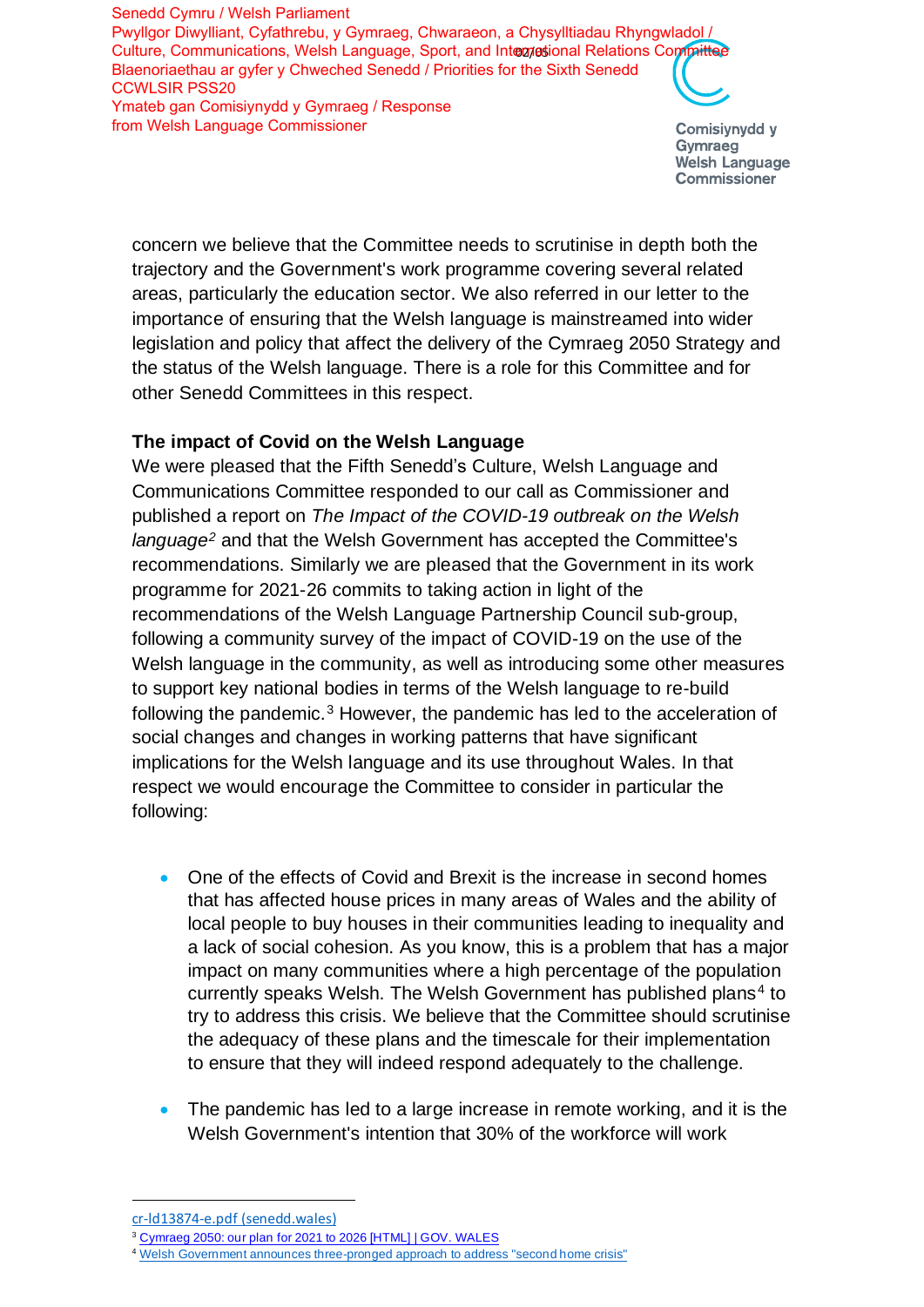concern we believe that the Committee needs to scrutinise in depth both the trajectory and the Government's work programme covering several related areas, particularly the education sector. We also referred in our letter to the importance of ensuring that the Welsh language is mainstreamed into wider legislation and policy that affect the delivery of the Cymraeg 2050 Strategy and the status of the Welsh language. There is a role for this Committee and for other Senedd Committees in this respect.

**The impact of Covid on the Welsh Language**

We were pleased that the Fifth Senedd's Culture, Welsh Language and Communications Committee responded to our call as Commissioner and published a report on *The Impact of the COVID-19 outbreak on the Welsh language*[2] and that the Welsh Government has accepted the Committee's recommendations. Similarly we are pleased that the Government in its work programme for 2021-26 commits to taking action in light of the recommendations of the Welsh Language Partnership Council sub-group, following a community survey of the impact of COVID-19 on the use of the Welsh language in the community, as well as introducing some other measures to support key national bodies in terms of the Welsh language to re-build following the pandemic.[3] However, the pandemic has led to the acceleration of social changes and changes in working patterns that have significant implications for the Welsh language and its use throughout Wales. In that respect we would encourage the Committee to consider in particular the following:

- One of the effects of Covid and Brexit is the increase in second homes that has affected house prices in many areas of Wales and the ability of local people to buy houses in their communities leading to inequality and a lack of social cohesion. As you know, this is a problem that has a major impact on many communities where a high percentage of the population currently speaks Welsh. The Welsh Government has published plans[4] to try to address this crisis. We believe that the Committee should scrutinise the adequacy of these plans and the timescale for their implementation to ensure that they will indeed respond adequately to the challenge.

- The pandemic has led to a large increase in remote working, and it is the Welsh Government's intention that 30% of the workforce will work

---

cr-ld13874-e.pdf (senedd.wales)

[3] Cymraeg 2050: our plan for 2021 to 2026 [HTML] | GOV. WALES

[4] Welsh Government announces three-pronged approach to address "second home crisis"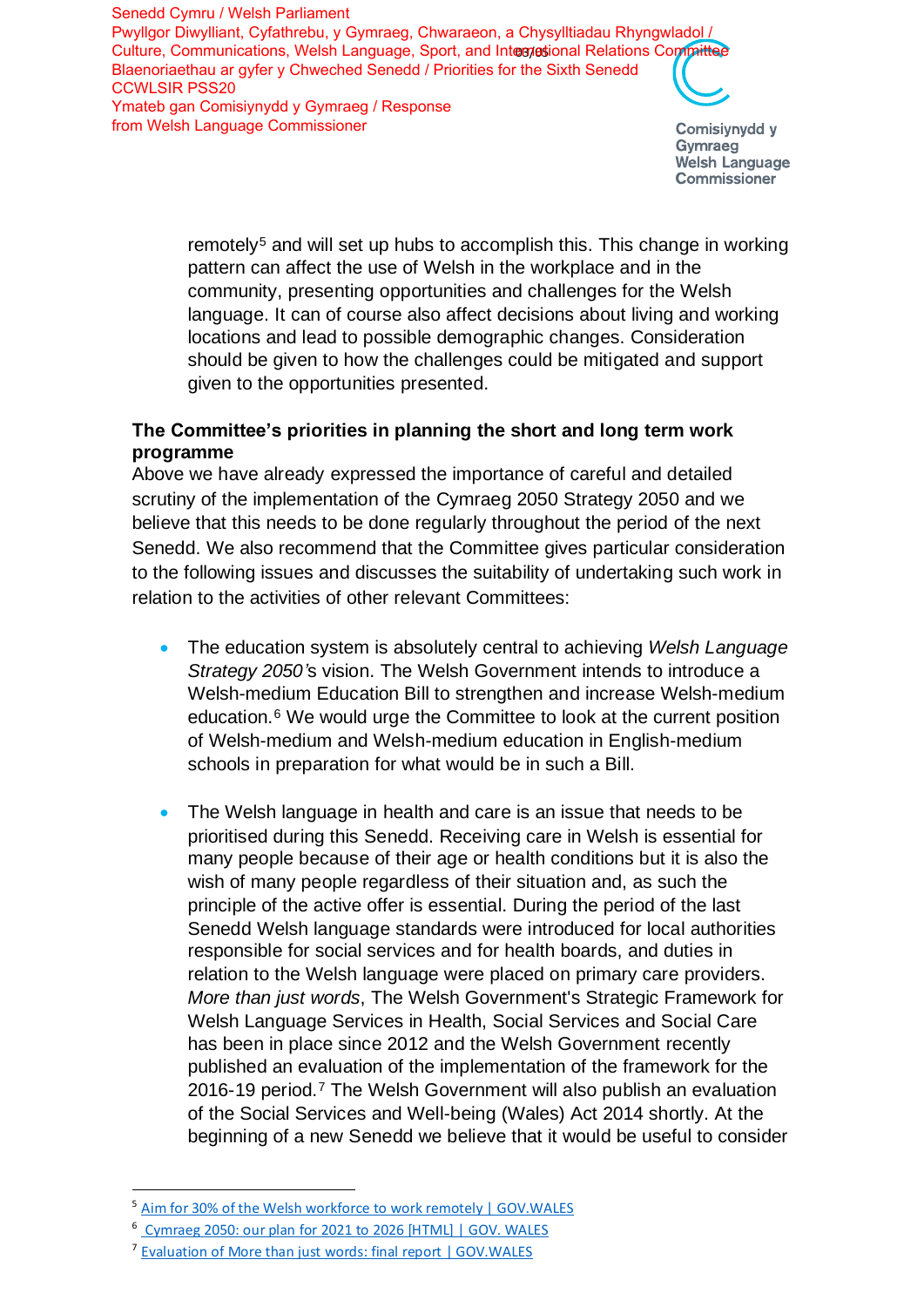remotely[5] and will set up hubs to accomplish this. This change in working pattern can affect the use of Welsh in the workplace and in the community, presenting opportunities and challenges for the Welsh language. It can of course also affect decisions about living and working locations and lead to possible demographic changes. Consideration should be given to how the challenges could be mitigated and support given to the opportunities presented.

**The Committee's priorities in planning the short and long term work programme**

Above we have already expressed the importance of careful and detailed scrutiny of the implementation of the Cymraeg 2050 Strategy 2050 and we believe that this needs to be done regularly throughout the period of the next Senedd. We also recommend that the Committee gives particular consideration to the following issues and discusses the suitability of undertaking such work in relation to the activities of other relevant Committees:

- The education system is absolutely central to achieving *Welsh Language Strategy 2050*'s vision. The Welsh Government intends to introduce a Welsh-medium Education Bill to strengthen and increase Welsh-medium education.[6] We would urge the Committee to look at the current position of Welsh-medium and Welsh-medium education in English-medium schools in preparation for what would be in such a Bill.

- The Welsh language in health and care is an issue that needs to be prioritised during this Senedd. Receiving care in Welsh is essential for many people because of their age or health conditions but it is also the wish of many people regardless of their situation and, as such the principle of the active offer is essential. During the period of the last Senedd Welsh language standards were introduced for local authorities responsible for social services and for health boards, and duties in relation to the Welsh language were placed on primary care providers. *More than just words*, The Welsh Government's Strategic Framework for Welsh Language Services in Health, Social Services and Social Care has been in place since 2012 and the Welsh Government recently published an evaluation of the implementation of the framework for the 2016-19 period.[7] The Welsh Government will also publish an evaluation of the Social Services and Well-being (Wales) Act 2014 shortly. At the beginning of a new Senedd we believe that it would be useful to consider

---

[5] Aim for 30% of the Welsh workforce to work remotely | GOV.WALES

[6] Cymraeg 2050: our plan for 2021 to 2026 [HTML] | GOV. WALES

[7] Evaluation of More than just words: final report | GOV.WALES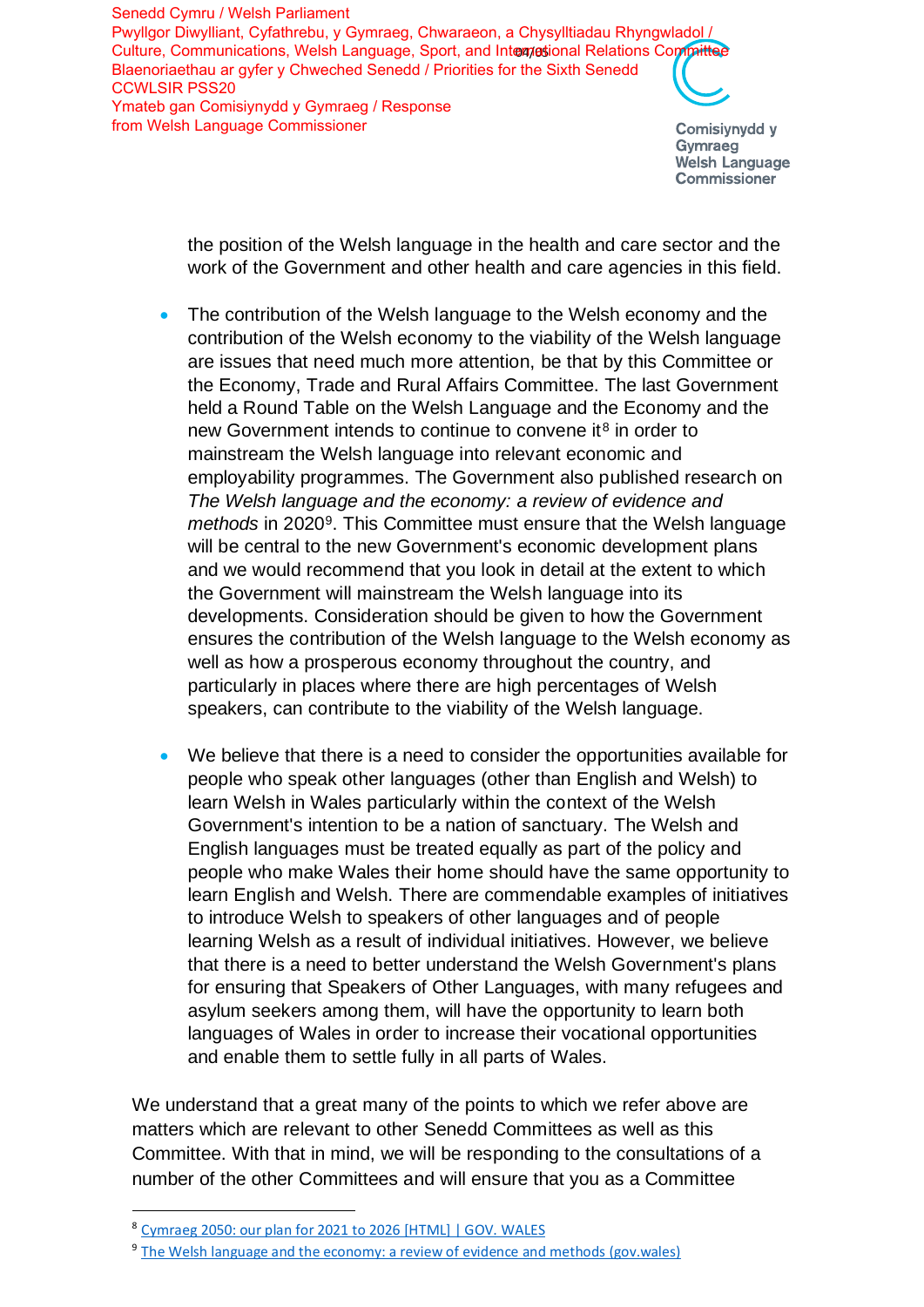the position of the Welsh language in the health and care sector and the work of the Government and other health and care agencies in this field.

- The contribution of the Welsh language to the Welsh economy and the contribution of the Welsh economy to the viability of the Welsh language are issues that need much more attention, be that by this Committee or the Economy, Trade and Rural Affairs Committee. The last Government held a Round Table on the Welsh Language and the Economy and the new Government intends to continue to convene it[8] in order to mainstream the Welsh language into relevant economic and employability programmes. The Government also published research on *The Welsh language and the economy: a review of evidence and methods* in 2020[9]. This Committee must ensure that the Welsh language will be central to the new Government's economic development plans and we would recommend that you look in detail at the extent to which the Government will mainstream the Welsh language into its developments. Consideration should be given to how the Government ensures the contribution of the Welsh language to the Welsh economy as well as how a prosperous economy throughout the country, and particularly in places where there are high percentages of Welsh speakers, can contribute to the viability of the Welsh language.

- We believe that there is a need to consider the opportunities available for people who speak other languages (other than English and Welsh) to learn Welsh in Wales particularly within the context of the Welsh Government's intention to be a nation of sanctuary. The Welsh and English languages must be treated equally as part of the policy and people who make Wales their home should have the same opportunity to learn English and Welsh. There are commendable examples of initiatives to introduce Welsh to speakers of other languages and of people learning Welsh as a result of individual initiatives. However, we believe that there is a need to better understand the Welsh Government's plans for ensuring that Speakers of Other Languages, with many refugees and asylum seekers among them, will have the opportunity to learn both languages of Wales in order to increase their vocational opportunities and enable them to settle fully in all parts of Wales.

We understand that a great many of the points to which we refer above are matters which are relevant to other Senedd Committees as well as this Committee. With that in mind, we will be responding to the consultations of a number of the other Committees and will ensure that you as a Committee

[8] Cymraeg 2050: our plan for 2021 to 2026 [HTML] | GOV. WALES

[9] The Welsh language and the economy: a review of evidence and methods (gov.wales)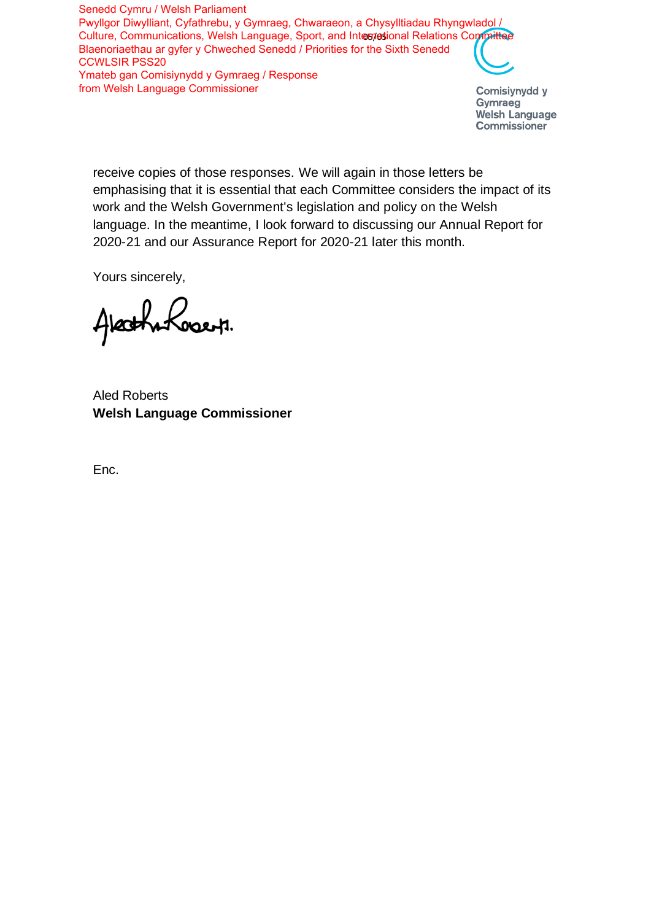receive copies of those responses. We will again in those letters be emphasising that it is essential that each Committee considers the impact of its work and the Welsh Government's legislation and policy on the Welsh language. In the meantime, I look forward to discussing our Annual Report for 2020-21 and our Assurance Report for 2020-21 later this month.

Yours sincerely,

Aled Roberts
**Welsh Language Commissioner**

Enc.